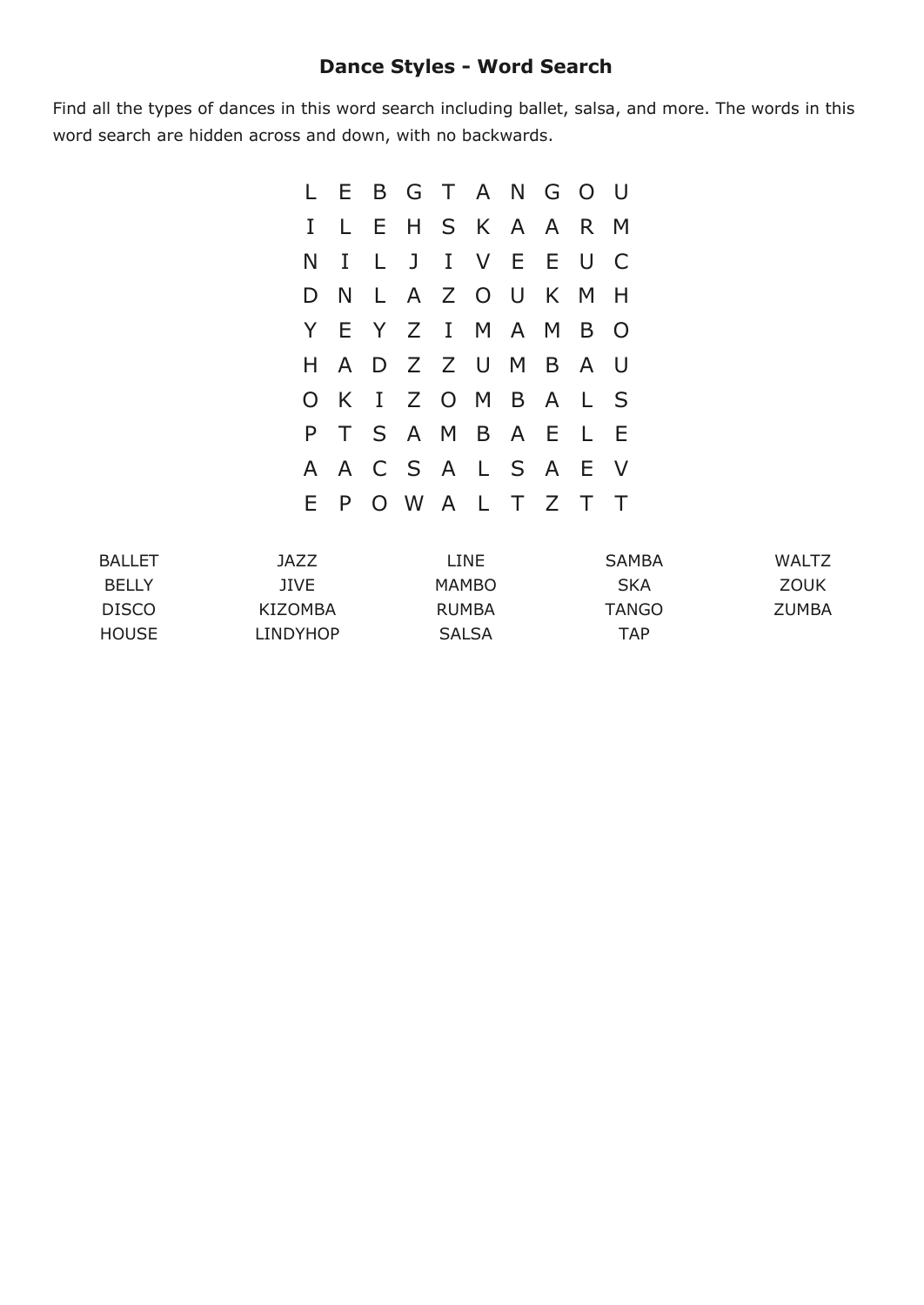# Dance Styles - Word Search

Find all the types of dances in this word search including ballet, salsa, and more. The words in this word search are hidden across and down, with no backwards.

```
L E B G T A N G O U
I L E H S K A A R M
N I L J I V E E U C
D N L A Z O U K M H
Y E Y Z I M A M B O
H A D Z Z U M B A U
O K I Z O M B A L S
P T S A M B A E L E
A A C S A L S A E V
E P O W A L T Z T T
```

| | | | | |
|---|---|---|---|---|
| BALLET | JAZZ | LINE | SAMBA | WALTZ |
| BELLY | JIVE | MAMBO | SKA | ZOUK |
| DISCO | KIZOMBA | RUMBA | TANGO | ZUMBA |
| HOUSE | LINDYHOP | SALSA | TAP | |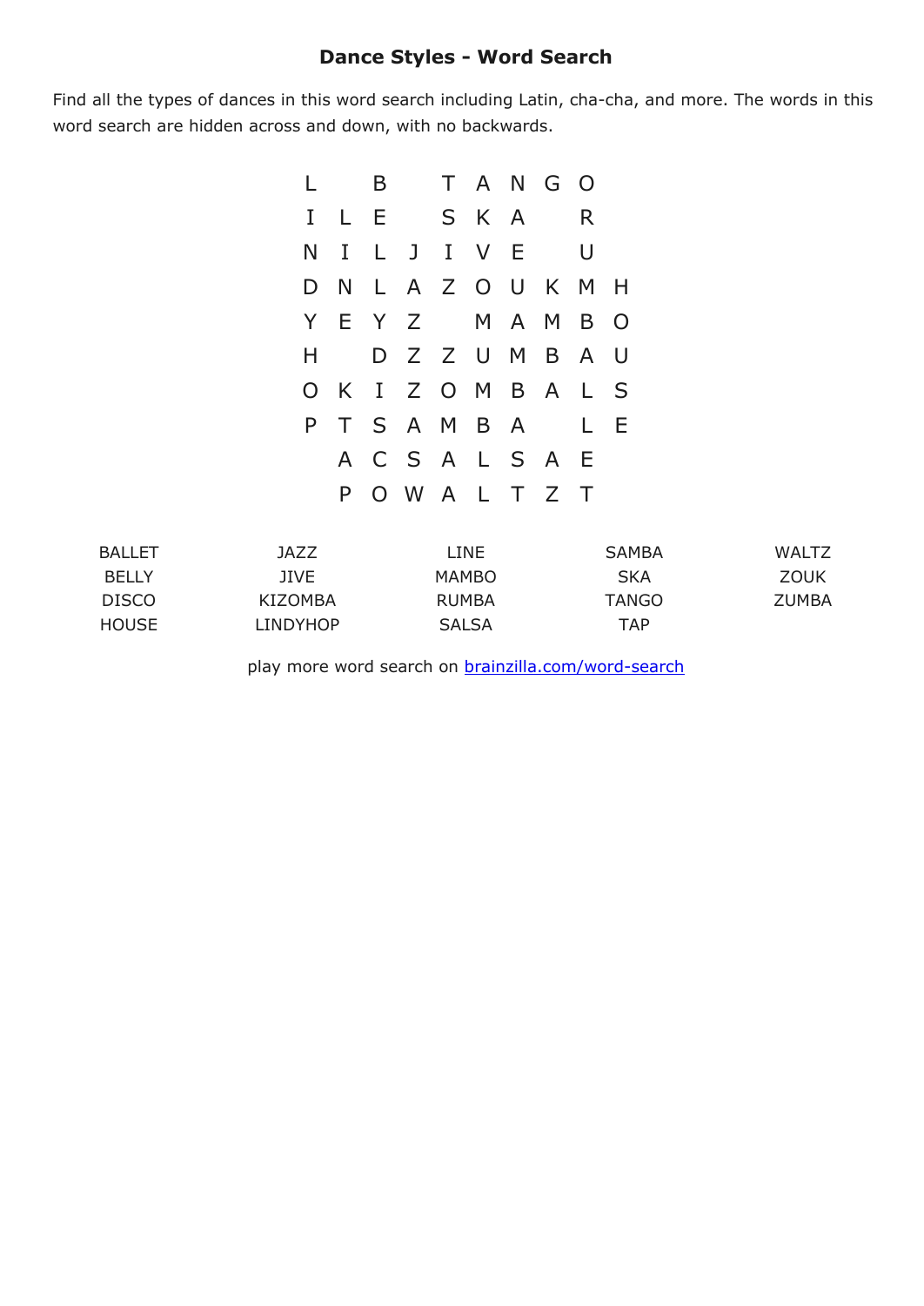### Dance Styles - Word Search

Find all the types of dances in this word search including Latin, cha-cha, and more. The words in this word search are hidden across and down, with no backwards.

| | | | | | | | | | |
|---|---|---|---|---|---|---|---|---|---|
| L | | B | | T | A | N | G | O | |
| I | L | E | | S | K | A | | R | |
| N | I | L | J | I | V | E | | U | |
| D | N | L | A | Z | O | U | K | M | H |
| Y | E | Y | Z | | M | A | M | B | O |
| H | | D | Z | Z | U | M | B | A | U |
| O | K | I | Z | O | M | B | A | L | S |
| P | T | S | A | M | B | A | | L | E |
| | A | C | S | A | L | S | A | E | |
| | P | O | W | A | L | T | Z | T | |

| | | | | |
|---|---|---|---|---|
| BALLET | JAZZ | LINE | SAMBA | WALTZ |
| BELLY | JIVE | MAMBO | SKA | ZOUK |
| DISCO | KIZOMBA | RUMBA | TANGO | ZUMBA |
| HOUSE | LINDYHOP | SALSA | TAP | |

play more word search on brainzilla.com/word-search